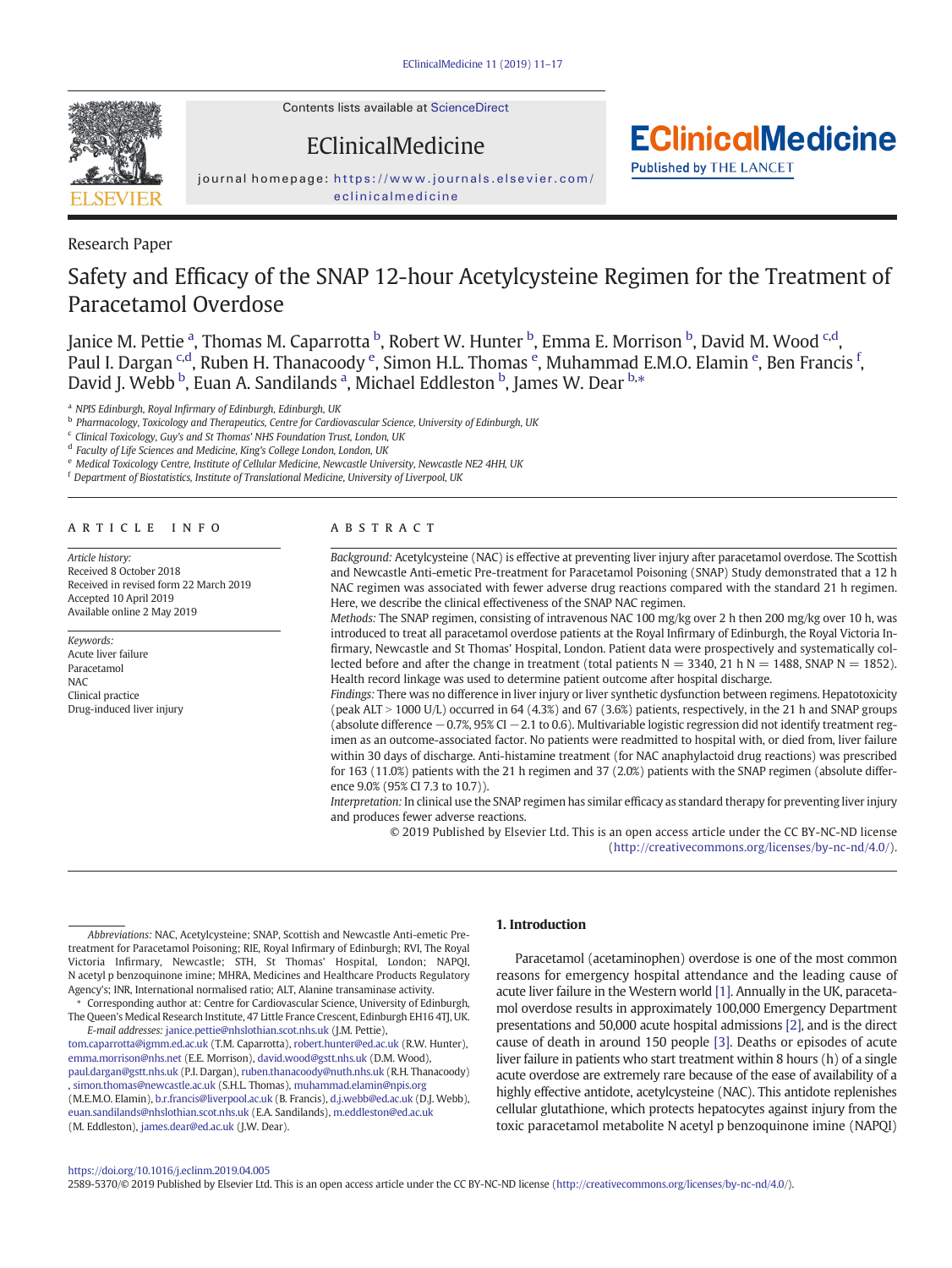Research Paper

# Safety and Efficacy of the SNAP 12-hour Acetylcysteine Regimen for the Treatment of Paracetamol Overdose

Janice M. Pettie [a], Thomas M. Caparrotta [b], Robert W. Hunter [b], Emma E. Morrison [b], David M. Wood [c,d], Paul I. Dargan [c,d], Ruben H. Thanacoody [e], Simon H.L. Thomas [e], Muhammad E.M.O. Elamin [e], Ben Francis [f], David J. Webb [b], Euan A. Sandilands [a], Michael Eddleston [b], James W. Dear [b,*]

[a] NPIS Edinburgh, Royal Infirmary of Edinburgh, Edinburgh, UK
[b] Pharmacology, Toxicology and Therapeutics, Centre for Cardiovascular Science, University of Edinburgh, UK
[c] Clinical Toxicology, Guy's and St Thomas' NHS Foundation Trust, London, UK
[d] Faculty of Life Sciences and Medicine, King's College London, London, UK
[e] Medical Toxicology Centre, Institute of Cellular Medicine, Newcastle University, Newcastle NE2 4HH, UK
[f] Department of Biostatistics, Institute of Translational Medicine, University of Liverpool, UK

## ARTICLE INFO

*Article history:*
Received 8 October 2018
Received in revised form 22 March 2019
Accepted 10 April 2019
Available online 2 May 2019

*Keywords:*
Acute liver failure
Paracetamol
NAC
Clinical practice
Drug-induced liver injury

## ABSTRACT

*Background:* Acetylcysteine (NAC) is effective at preventing liver injury after paracetamol overdose. The Scottish and Newcastle Anti-emetic Pre-treatment for Paracetamol Poisoning (SNAP) Study demonstrated that a 12 h NAC regimen was associated with fewer adverse drug reactions compared with the standard 21 h regimen. Here, we describe the clinical effectiveness of the SNAP NAC regimen.

*Methods:* The SNAP regimen, consisting of intravenous NAC 100 mg/kg over 2 h then 200 mg/kg over 10 h, was introduced to treat all paracetamol overdose patients at the Royal Infirmary of Edinburgh, the Royal Victoria Infirmary, Newcastle and St Thomas' Hospital, London. Patient data were prospectively and systematically collected before and after the change in treatment (total patients N = 3340, 21 h N = 1488, SNAP N = 1852). Health record linkage was used to determine patient outcome after hospital discharge.

*Findings:* There was no difference in liver injury or liver synthetic dysfunction between regimens. Hepatotoxicity (peak ALT > 1000 U/L) occurred in 64 (4.3%) and 67 (3.6%) patients, respectively, in the 21 h and SNAP groups (absolute difference −0.7%, 95% CI −2.1 to 0.6). Multivariable logistic regression did not identify treatment regimen as an outcome-associated factor. No patients were readmitted to hospital with, or died from, liver failure within 30 days of discharge. Anti-histamine treatment (for NAC anaphylactoid drug reactions) was prescribed for 163 (11.0%) patients with the 21 h regimen and 37 (2.0%) patients with the SNAP regimen (absolute difference 9.0% (95% CI 7.3 to 10.7)).

*Interpretation:* In clinical use the SNAP regimen has similar efficacy as standard therapy for preventing liver injury and produces fewer adverse reactions.

© 2019 Published by Elsevier Ltd. This is an open access article under the CC BY-NC-ND license (http://creativecommons.org/licenses/by-nc-nd/4.0/).

## 1. Introduction

Paracetamol (acetaminophen) overdose is one of the most common reasons for emergency hospital attendance and the leading cause of acute liver failure in the Western world [1]. Annually in the UK, paracetamol overdose results in approximately 100,000 Emergency Department presentations and 50,000 acute hospital admissions [2], and is the direct cause of death in around 150 people [3]. Deaths or episodes of acute liver failure in patients who start treatment within 8 hours (h) of a single acute overdose are extremely rare because of the ease of availability of a highly effective antidote, acetylcysteine (NAC). This antidote replenishes cellular glutathione, which protects hepatocytes against injury from the toxic paracetamol metabolite N acetyl p benzoquinone imine (NAPQI)

*Abbreviations:* NAC, Acetylcysteine; SNAP, Scottish and Newcastle Anti-emetic Pretreatment for Paracetamol Poisoning; RIE, Royal Infirmary of Edinburgh; RVI, The Royal Victoria Infirmary, Newcastle; STH, St Thomas' Hospital, London; NAPQI, N acetyl p benzoquinone imine; MHRA, Medicines and Healthcare Products Regulatory Agency's; INR, International normalised ratio; ALT, Alanine transaminase activity.

* Corresponding author at: Centre for Cardiovascular Science, University of Edinburgh, The Queen's Medical Research Institute, 47 Little France Crescent, Edinburgh EH16 4TJ, UK.
*E-mail addresses:* janice.pettie@nhslothian.scot.nhs.uk (J.M. Pettie), tom.caparrotta@igmm.ed.ac.uk (T.M. Caparrotta), robert.hunter@ed.ac.uk (R.W. Hunter), emma.morrison@nhs.net (E.E. Morrison), david.wood@gstt.nhs.uk (D.M. Wood), paul.dargan@gstt.nhs.uk (P.I. Dargan), ruben.thanacoody@nuth.nhs.uk (R.H. Thanacoody), simon.thomas@newcastle.ac.uk (S.H.L. Thomas), muhammad.elamin@npis.org (M.E.M.O. Elamin), b.r.francis@liverpool.ac.uk (B. Francis), d.j.webb@ed.ac.uk (D.J. Webb), euan.sandilands@nhslothian.scot.nhs.uk (E.A. Sandilands), m.eddleston@ed.ac.uk (M. Eddleston), james.dear@ed.ac.uk (J.W. Dear).

https://doi.org/10.1016/j.eclinm.2019.04.005
2589-5370/© 2019 Published by Elsevier Ltd. This is an open access article under the CC BY-NC-ND license (http://creativecommons.org/licenses/by-nc-nd/4.0/).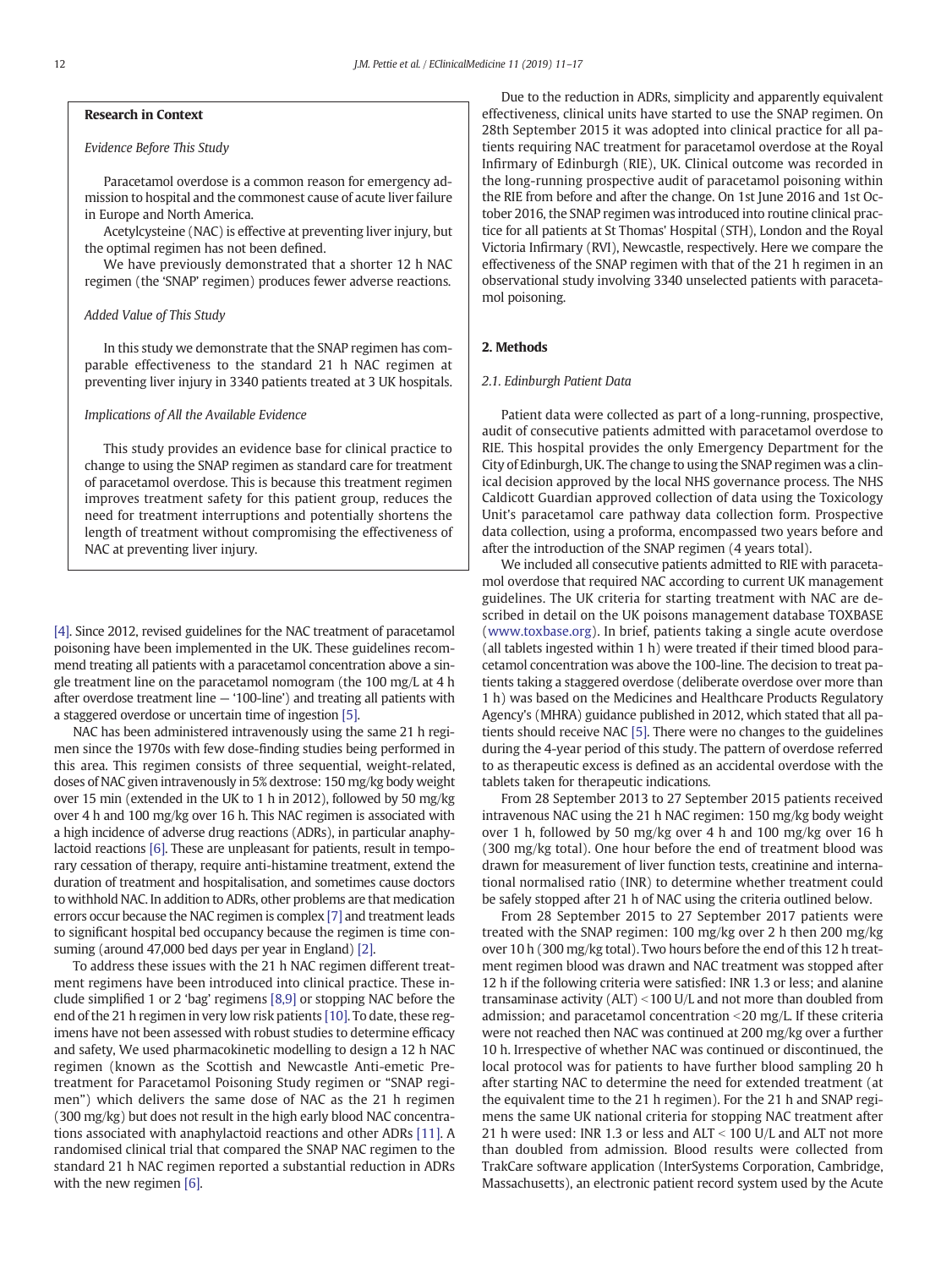### Research in Context

*Evidence Before This Study*

Paracetamol overdose is a common reason for emergency admission to hospital and the commonest cause of acute liver failure in Europe and North America.

Acetylcysteine (NAC) is effective at preventing liver injury, but the optimal regimen has not been defined.

We have previously demonstrated that a shorter 12 h NAC regimen (the 'SNAP' regimen) produces fewer adverse reactions.

*Added Value of This Study*

In this study we demonstrate that the SNAP regimen has comparable effectiveness to the standard 21 h NAC regimen at preventing liver injury in 3340 patients treated at 3 UK hospitals.

*Implications of All the Available Evidence*

This study provides an evidence base for clinical practice to change to using the SNAP regimen as standard care for treatment of paracetamol overdose. This is because this treatment regimen improves treatment safety for this patient group, reduces the need for treatment interruptions and potentially shortens the length of treatment without compromising the effectiveness of NAC at preventing liver injury.

[4]. Since 2012, revised guidelines for the NAC treatment of paracetamol poisoning have been implemented in the UK. These guidelines recommend treating all patients with a paracetamol concentration above a single treatment line on the paracetamol nomogram (the 100 mg/L at 4 h after overdose treatment line — '100-line') and treating all patients with a staggered overdose or uncertain time of ingestion [5].

NAC has been administered intravenously using the same 21 h regimen since the 1970s with few dose-finding studies being performed in this area. This regimen consists of three sequential, weight-related, doses of NAC given intravenously in 5% dextrose: 150 mg/kg body weight over 15 min (extended in the UK to 1 h in 2012), followed by 50 mg/kg over 4 h and 100 mg/kg over 16 h. This NAC regimen is associated with a high incidence of adverse drug reactions (ADRs), in particular anaphylactoid reactions [6]. These are unpleasant for patients, result in temporary cessation of therapy, require anti-histamine treatment, extend the duration of treatment and hospitalisation, and sometimes cause doctors to withhold NAC. In addition to ADRs, other problems are that medication errors occur because the NAC regimen is complex [7] and treatment leads to significant hospital bed occupancy because the regimen is time consuming (around 47,000 bed days per year in England) [2].

To address these issues with the 21 h NAC regimen different treatment regimens have been introduced into clinical practice. These include simplified 1 or 2 'bag' regimens [8,9] or stopping NAC before the end of the 21 h regimen in very low risk patients [10]. To date, these regimens have not been assessed with robust studies to determine efficacy and safety, We used pharmacokinetic modelling to design a 12 h NAC regimen (known as the Scottish and Newcastle Anti-emetic Pretreatment for Paracetamol Poisoning Study regimen or "SNAP regimen") which delivers the same dose of NAC as the 21 h regimen (300 mg/kg) but does not result in the high early blood NAC concentrations associated with anaphylactoid reactions and other ADRs [11]. A randomised clinical trial that compared the SNAP NAC regimen to the standard 21 h NAC regimen reported a substantial reduction in ADRs with the new regimen [6].

Due to the reduction in ADRs, simplicity and apparently equivalent effectiveness, clinical units have started to use the SNAP regimen. On 28th September 2015 it was adopted into clinical practice for all patients requiring NAC treatment for paracetamol overdose at the Royal Infirmary of Edinburgh (RIE), UK. Clinical outcome was recorded in the long-running prospective audit of paracetamol poisoning within the RIE from before and after the change. On 1st June 2016 and 1st October 2016, the SNAP regimen was introduced into routine clinical practice for all patients at St Thomas' Hospital (STH), London and the Royal Victoria Infirmary (RVI), Newcastle, respectively. Here we compare the effectiveness of the SNAP regimen with that of the 21 h regimen in an observational study involving 3340 unselected patients with paracetamol poisoning.

## 2. Methods

### 2.1. Edinburgh Patient Data

Patient data were collected as part of a long-running, prospective, audit of consecutive patients admitted with paracetamol overdose to RIE. This hospital provides the only Emergency Department for the City of Edinburgh, UK. The change to using the SNAP regimen was a clinical decision approved by the local NHS governance process. The NHS Caldicott Guardian approved collection of data using the Toxicology Unit's paracetamol care pathway data collection form. Prospective data collection, using a proforma, encompassed two years before and after the introduction of the SNAP regimen (4 years total).

We included all consecutive patients admitted to RIE with paracetamol overdose that required NAC according to current UK management guidelines. The UK criteria for starting treatment with NAC are described in detail on the UK poisons management database TOXBASE (www.toxbase.org). In brief, patients taking a single acute overdose (all tablets ingested within 1 h) were treated if their timed blood paracetamol concentration was above the 100-line. The decision to treat patients taking a staggered overdose (deliberate overdose over more than 1 h) was based on the Medicines and Healthcare Products Regulatory Agency's (MHRA) guidance published in 2012, which stated that all patients should receive NAC [5]. There were no changes to the guidelines during the 4-year period of this study. The pattern of overdose referred to as therapeutic excess is defined as an accidental overdose with the tablets taken for therapeutic indications.

From 28 September 2013 to 27 September 2015 patients received intravenous NAC using the 21 h NAC regimen: 150 mg/kg body weight over 1 h, followed by 50 mg/kg over 4 h and 100 mg/kg over 16 h (300 mg/kg total). One hour before the end of treatment blood was drawn for measurement of liver function tests, creatinine and international normalised ratio (INR) to determine whether treatment could be safely stopped after 21 h of NAC using the criteria outlined below.

From 28 September 2015 to 27 September 2017 patients were treated with the SNAP regimen: 100 mg/kg over 2 h then 200 mg/kg over 10 h (300 mg/kg total). Two hours before the end of this 12 h treatment regimen blood was drawn and NAC treatment was stopped after 12 h if the following criteria were satisfied: INR 1.3 or less; and alanine transaminase activity (ALT) <100 U/L and not more than doubled from admission; and paracetamol concentration <20 mg/L. If these criteria were not reached then NAC was continued at 200 mg/kg over a further 10 h. Irrespective of whether NAC was continued or discontinued, the local protocol was for patients to have further blood sampling 20 h after starting NAC to determine the need for extended treatment (at the equivalent time to the 21 h regimen). For the 21 h and SNAP regimens the same UK national criteria for stopping NAC treatment after 21 h were used: INR 1.3 or less and ALT < 100 U/L and ALT not more than doubled from admission. Blood results were collected from TrakCare software application (InterSystems Corporation, Cambridge, Massachusetts), an electronic patient record system used by the Acute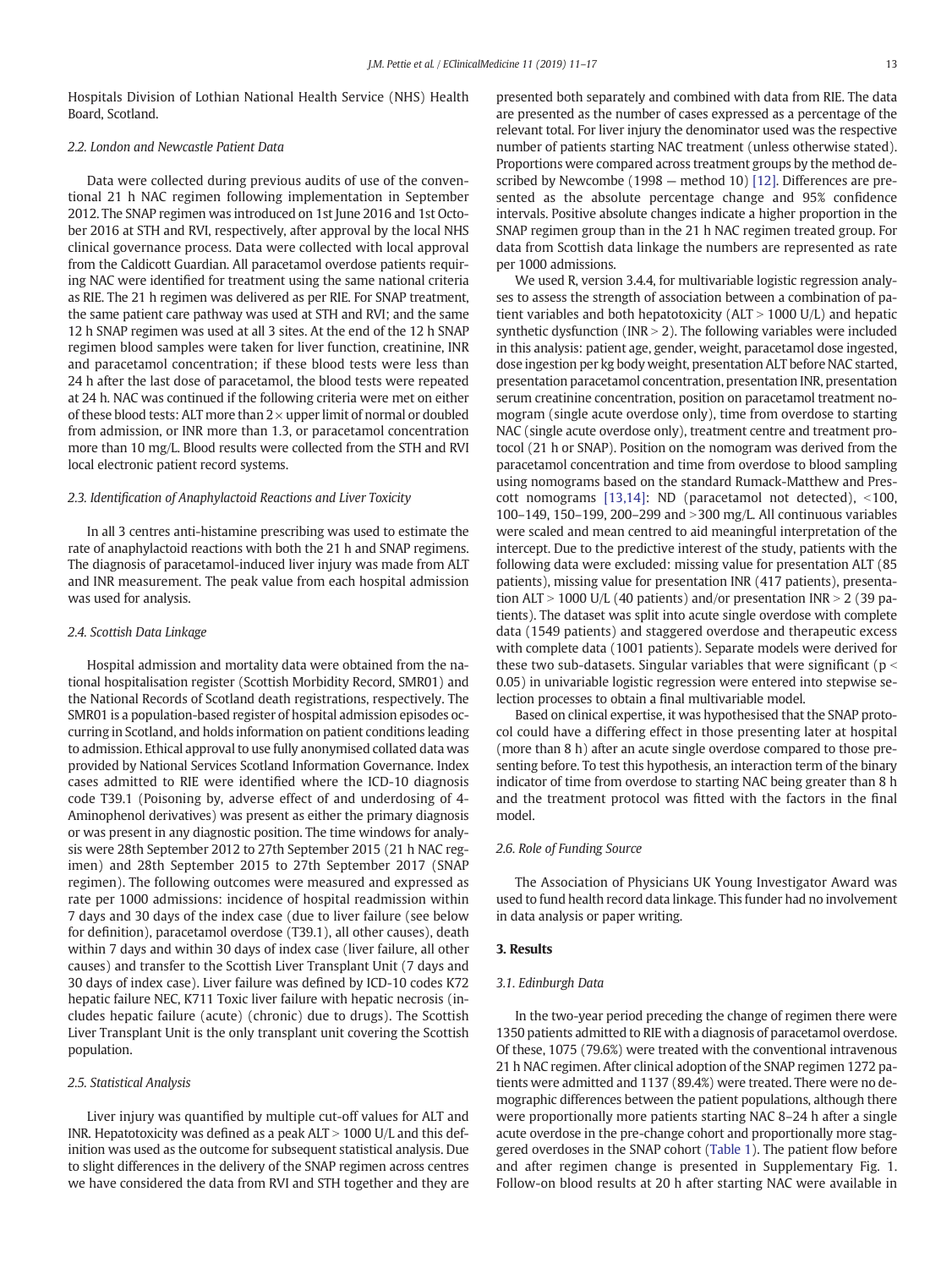Hospitals Division of Lothian National Health Service (NHS) Health Board, Scotland.

### 2.2. London and Newcastle Patient Data

Data were collected during previous audits of use of the conventional 21 h NAC regimen following implementation in September 2012. The SNAP regimen was introduced on 1st June 2016 and 1st October 2016 at STH and RVI, respectively, after approval by the local NHS clinical governance process. Data were collected with local approval from the Caldicott Guardian. All paracetamol overdose patients requiring NAC were identified for treatment using the same national criteria as RIE. The 21 h regimen was delivered as per RIE. For SNAP treatment, the same patient care pathway was used at STH and RVI; and the same 12 h SNAP regimen was used at all 3 sites. At the end of the 12 h SNAP regimen blood samples were taken for liver function, creatinine, INR and paracetamol concentration; if these blood tests were less than 24 h after the last dose of paracetamol, the blood tests were repeated at 24 h. NAC was continued if the following criteria were met on either of these blood tests: ALT more than 2 × upper limit of normal or doubled from admission, or INR more than 1.3, or paracetamol concentration more than 10 mg/L. Blood results were collected from the STH and RVI local electronic patient record systems.

### 2.3. Identification of Anaphylactoid Reactions and Liver Toxicity

In all 3 centres anti-histamine prescribing was used to estimate the rate of anaphylactoid reactions with both the 21 h and SNAP regimens. The diagnosis of paracetamol-induced liver injury was made from ALT and INR measurement. The peak value from each hospital admission was used for analysis.

### 2.4. Scottish Data Linkage

Hospital admission and mortality data were obtained from the national hospitalisation register (Scottish Morbidity Record, SMR01) and the National Records of Scotland death registrations, respectively. The SMR01 is a population-based register of hospital admission episodes occurring in Scotland, and holds information on patient conditions leading to admission. Ethical approval to use fully anonymised collated data was provided by National Services Scotland Information Governance. Index cases admitted to RIE were identified where the ICD-10 diagnosis code T39.1 (Poisoning by, adverse effect of and underdosing of 4-Aminophenol derivatives) was present as either the primary diagnosis or was present in any diagnostic position. The time windows for analysis were 28th September 2012 to 27th September 2015 (21 h NAC regimen) and 28th September 2015 to 27th September 2017 (SNAP regimen). The following outcomes were measured and expressed as rate per 1000 admissions: incidence of hospital readmission within 7 days and 30 days of the index case (due to liver failure (see below for definition), paracetamol overdose (T39.1), all other causes), death within 7 days and within 30 days of index case (liver failure, all other causes) and transfer to the Scottish Liver Transplant Unit (7 days and 30 days of index case). Liver failure was defined by ICD-10 codes K72 hepatic failure NEC, K711 Toxic liver failure with hepatic necrosis (includes hepatic failure (acute) (chronic) due to drugs). The Scottish Liver Transplant Unit is the only transplant unit covering the Scottish population.

### 2.5. Statistical Analysis

Liver injury was quantified by multiple cut-off values for ALT and INR. Hepatotoxicity was defined as a peak ALT > 1000 U/L and this definition was used as the outcome for subsequent statistical analysis. Due to slight differences in the delivery of the SNAP regimen across centres we have considered the data from RVI and STH together and they are presented both separately and combined with data from RIE. The data are presented as the number of cases expressed as a percentage of the relevant total. For liver injury the denominator used was the respective number of patients starting NAC treatment (unless otherwise stated). Proportions were compared across treatment groups by the method described by Newcombe (1998 — method 10) [12]. Differences are presented as the absolute percentage change and 95% confidence intervals. Positive absolute changes indicate a higher proportion in the SNAP regimen group than in the 21 h NAC regimen treated group. For data from Scottish data linkage the numbers are represented as rate per 1000 admissions.

We used R, version 3.4.4, for multivariable logistic regression analyses to assess the strength of association between a combination of patient variables and both hepatotoxicity (ALT > 1000 U/L) and hepatic synthetic dysfunction (INR > 2). The following variables were included in this analysis: patient age, gender, weight, paracetamol dose ingested, dose ingestion per kg body weight, presentation ALT before NAC started, presentation paracetamol concentration, presentation INR, presentation serum creatinine concentration, position on paracetamol treatment nomogram (single acute overdose only), time from overdose to starting NAC (single acute overdose only), treatment centre and treatment protocol (21 h or SNAP). Position on the nomogram was derived from the paracetamol concentration and time from overdose to blood sampling using nomograms based on the standard Rumack-Matthew and Prescott nomograms [13,14]: ND (paracetamol not detected), <100, 100–149, 150–199, 200–299 and >300 mg/L. All continuous variables were scaled and mean centred to aid meaningful interpretation of the intercept. Due to the predictive interest of the study, patients with the following data were excluded: missing value for presentation ALT (85 patients), missing value for presentation INR (417 patients), presentation ALT > 1000 U/L (40 patients) and/or presentation INR > 2 (39 patients). The dataset was split into acute single overdose with complete data (1549 patients) and staggered overdose and therapeutic excess with complete data (1001 patients). Separate models were derived for these two sub-datasets. Singular variables that were significant ($p < 0.05$) in univariable logistic regression were entered into stepwise selection processes to obtain a final multivariable model.

Based on clinical expertise, it was hypothesised that the SNAP protocol could have a differing effect in those presenting later at hospital (more than 8 h) after an acute single overdose compared to those presenting before. To test this hypothesis, an interaction term of the binary indicator of time from overdose to starting NAC being greater than 8 h and the treatment protocol was fitted with the factors in the final model.

### 2.6. Role of Funding Source

The Association of Physicians UK Young Investigator Award was used to fund health record data linkage. This funder had no involvement in data analysis or paper writing.

## 3. Results

### 3.1. Edinburgh Data

In the two-year period preceding the change of regimen there were 1350 patients admitted to RIE with a diagnosis of paracetamol overdose. Of these, 1075 (79.6%) were treated with the conventional intravenous 21 h NAC regimen. After clinical adoption of the SNAP regimen 1272 patients were admitted and 1137 (89.4%) were treated. There were no demographic differences between the patient populations, although there were proportionally more patients starting NAC 8–24 h after a single acute overdose in the pre-change cohort and proportionally more staggered overdoses in the SNAP cohort (Table 1). The patient flow before and after regimen change is presented in Supplementary Fig. 1. Follow-on blood results at 20 h after starting NAC were available in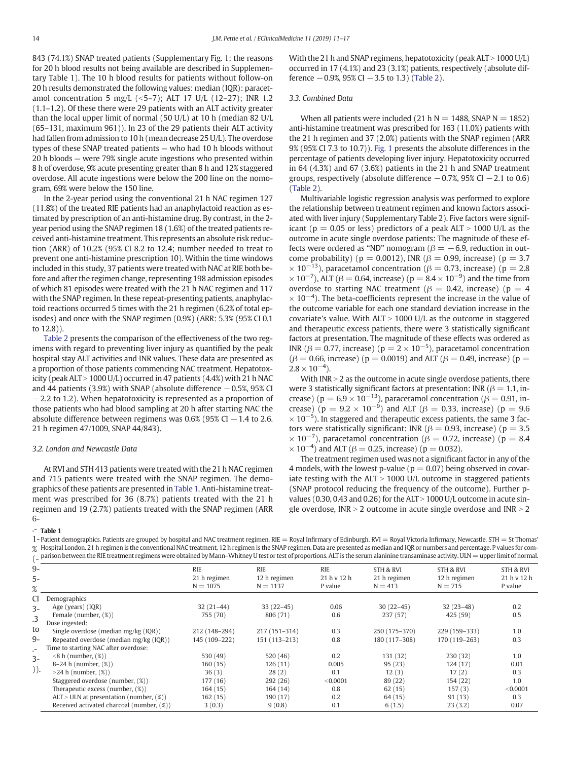843 (74.1%) SNAP treated patients (Supplementary Fig. 1; the reasons for 20 h blood results not being available are described in Supplementary Table 1). The 10 h blood results for patients without follow-on 20 h results demonstrated the following values: median (IQR): paracetamol concentration 5 mg/L (<5–7); ALT 17 U/L (12–27); INR 1.2 (1.1–1.2). Of these there were 29 patients with an ALT activity greater than the local upper limit of normal (50 U/L) at 10 h (median 82 U/L (65–131, maximum 961)). In 23 of the 29 patients their ALT activity had fallen from admission to 10 h (mean decrease 25 U/L). The overdose types of these SNAP treated patients — who had 10 h bloods without 20 h bloods — were 79% single acute ingestions who presented within 8 h of overdose, 9% acute presenting greater than 8 h and 12% staggered overdose. All acute ingestions were below the 200 line on the nomogram, 69% were below the 150 line.

In the 2-year period using the conventional 21 h NAC regimen 127 (11.8%) of the treated RIE patients had an anaphylactoid reaction as estimated by prescription of an anti-histamine drug. By contrast, in the 2-year period using the SNAP regimen 18 (1.6%) of the treated patients received anti-histamine treatment. This represents an absolute risk reduction (ARR) of 10.2% (95% CI 8.2 to 12.4; number needed to treat to prevent one anti-histamine prescription 10). Within the time windows included in this study, 37 patients were treated with NAC at RIE both before and after the regimen change, representing 198 admission episodes of which 81 episodes were treated with the 21 h NAC regimen and 117 with the SNAP regimen. In these repeat-presenting patients, anaphylactoid reactions occurred 5 times with the 21 h regimen (6.2% of total episodes) and once with the SNAP regimen (0.9%) (ARR: 5.3% (95% CI 0.1 to 12.8)).

Table 2 presents the comparison of the effectiveness of the two regimens with regard to preventing liver injury as quantified by the peak hospital stay ALT activities and INR values. These data are presented as a proportion of those patients commencing NAC treatment. Hepatotoxicity (peak ALT > 1000 U/L) occurred in 47 patients (4.4%) with 21 h NAC and 44 patients (3.9%) with SNAP (absolute difference −0.5%, 95% CI −2.2 to 1.2). When hepatotoxicity is represented as a proportion of those patients who had blood sampling at 20 h after starting NAC the absolute difference between regimens was 0.6% (95% CI −1.4 to 2.6. 21 h regimen 47/1009, SNAP 44/843).

### 3.2. London and Newcastle Data

At RVI and STH 413 patients were treated with the 21 h NAC regimen and 715 patients were treated with the SNAP regimen. The demographics of these patients are presented in Table 1. Anti-histamine treatment was prescribed for 36 (8.7%) patients treated with the 21 h regimen and 19 (2.7%) patients treated with the SNAP regimen (ARR 6-% (95% CI 3.3 to 9.3)). With the 21 h and SNAP regimens, hepatotoxicity (peak ALT > 1000 U/L) occurred in 17 (4.1%) and 23 (3.1%) patients, respectively (absolute difference −0.9%, 95% CI −3.5 to 1.3) (Table 2).

### 3.3. Combined Data

When all patients were included (21 h N = 1488, SNAP N = 1852) anti-histamine treatment was prescribed for 163 (11.0%) patients with the 21 h regimen and 37 (2.0%) patients with the SNAP regimen (ARR 9% (95% CI 7.3 to 10.7)). Fig. 1 presents the absolute differences in the percentage of patients developing liver injury. Hepatotoxicity occurred in 64 (4.3%) and 67 (3.6%) patients in the 21 h and SNAP treatment groups, respectively (absolute difference −0.7%, 95% CI −2.1 to 0.6) (Table 2).

Multivariable logistic regression analysis was performed to explore the relationship between treatment regimen and known factors associated with liver injury (Supplementary Table 2). Five factors were significant ($p = 0.05$ or less) predictors of a peak ALT > 1000 U/L as the outcome in acute single overdose patients: The magnitude of these effects were ordered as "ND" nomogram ($\beta = -6.9$, reduction in outcome probability) ($p = 0.0012$), INR ($\beta = 0.99$, increase) ($p = 3.7 \times 10^{-13}$), paracetamol concentration ($\beta = 0.73$, increase) ($p = 2.8 \times 10^{-7}$), ALT ($\beta = 0.64$, increase) ($p = 8.4 \times 10^{-9}$) and the time from overdose to starting NAC treatment ($\beta = 0.42$, increase) ($p = 4 \times 10^{-4}$). The beta-coefficients represent the increase in the value of the outcome variable for each one standard deviation increase in the covariate's value. With ALT > 1000 U/L as the outcome in staggered and therapeutic excess patients, there were 3 statistically significant factors at presentation. The magnitude of these effects was ordered as INR ($\beta = 0.77$, increase) ($p = 2 \times 10^{-5}$), paracetamol concentration ($\beta = 0.66$, increase) ($p = 0.0019$) and ALT ($\beta = 0.49$, increase) ($p = 2.8 \times 10^{-4}$).

With INR > 2 as the outcome in acute single overdose patients, there were 3 statistically significant factors at presentation: INR ($\beta = 1.1$, increase) ($p = 6.9 \times 10^{-13}$), paracetamol concentration ($\beta = 0.91$, increase) ($p = 9.2 \times 10^{-9}$) and ALT ($\beta = 0.33$, increase) ($p = 9.6 \times 10^{-5}$). In staggered and therapeutic excess patients, the same 3 factors were statistically significant: INR ($\beta = 0.93$, increase) ($p = 3.5 \times 10^{-7}$), paracetamol concentration ($\beta = 0.72$, increase) ($p = 8.4 \times 10^{-4}$) and ALT ($\beta = 0.25$, increase) ($p = 0.032$).

The treatment regimen used was not a significant factor in any of the 4 models, with the lowest p-value ($p = 0.07$) being observed in covariate testing with the ALT > 1000 U/L outcome in staggered patients (SNAP protocol reducing the frequency of the outcome). Further p-values (0.30, 0.43 and 0.26) for the ALT > 1000 U/L outcome in acute single overdose, INR > 2 outcome in acute single overdose and INR > 2

**Table 1**

Patient demographics. Patients are grouped by hospital and NAC treatment regimen. RIE = Royal Infirmary of Edinburgh. RVI = Royal Victoria Infirmary, Newcastle. STH = St Thomas' Hospital London. 21 h regimen is the conventional NAC treatment, 12 h regimen is the SNAP regimen. Data are presented as median and IQR or numbers and percentage. P values for comparison between the RIE treatment regimens were obtained by Mann–Whitney U test or test of proportions. ALT is the serum alanine transaminase activity. ULN = upper limit of normal.

| | RIE 21 h regimen N = 1075 | RIE 12 h regimen N = 1137 | RIE 21 h v 12 h P value | STH & RVI 21 h regimen N = 413 | STH & RVI 12 h regimen N = 715 | STH & RVI 21 h v 12 h P value |
|---|---|---|---|---|---|---|
| Demographics | | | | | | |
| Age (years) (IQR) | 32 (21–44) | 33 (22–45) | 0.06 | 30 (22–45) | 32 (23–48) | 0.2 |
| Female (number, (%)) | 755 (70) | 806 (71) | 0.6 | 237 (57) | 425 (59) | 0.5 |
| Dose ingested: | | | | | | |
| Single overdose (median mg/kg (IQR)) | 212 (148–294) | 217 (151–314) | 0.3 | 250 (175–370) | 229 (159–333) | 1.0 |
| Repeated overdose (median mg/kg (IQR)) | 145 (109–222) | 151 (113–213) | 0.8 | 180 (117–308) | 170 (119–263) | 0.3 |
| Time to starting NAC after overdose: | | | | | | |
| <8 h (number, (%)) | 530 (49) | 520 (46) | 0.2 | 131 (32) | 230 (32) | 1.0 |
| 8–24 h (number, (%)) | 160 (15) | 126 (11) | 0.005 | 95 (23) | 124 (17) | 0.01 |
| >24 h (number, (%)) | 36 (3) | 28 (2) | 0.1 | 12 (3) | 17 (2) | 0.3 |
| Staggered overdose (number, (%)) | 177 (16) | 292 (26) | <0.0001 | 89 (22) | 154 (22) | 1.0 |
| Therapeutic excess (number, (%)) | 164 (15) | 164 (14) | 0.8 | 62 (15) | 157 (3) | <0.0001 |
| ALT > ULN at presentation (number, (%)) | 162 (15) | 190 (17) | 0.2 | 64 (15) | 91 (13) | 0.3 |
| Received activated charcoal (number, (%)) | 3 (0.3) | 9 (0.8) | 0.1 | 6 (1.5) | 23 (3.2) | 0.07 |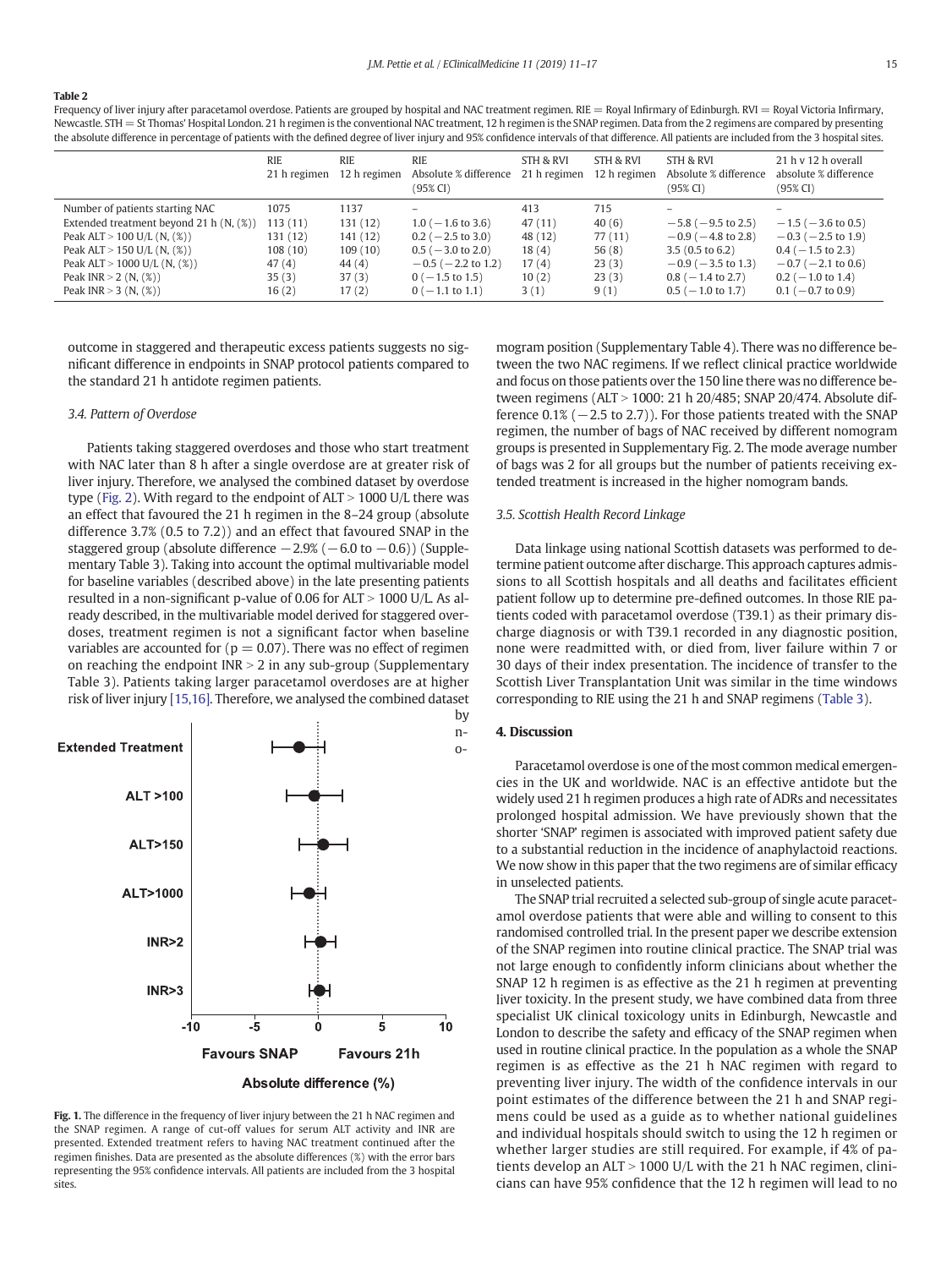**Table 2**

Frequency of liver injury after paracetamol overdose. Patients are grouped by hospital and NAC treatment regimen. RIE = Royal Infirmary of Edinburgh. RVI = Royal Victoria Infirmary, Newcastle. STH = St Thomas' Hospital London. 21 h regimen is the conventional NAC treatment, 12 h regimen is the SNAP regimen. Data from the 2 regimens are compared by presenting the absolute difference in percentage of patients with the defined degree of liver injury and 95% confidence intervals of that difference. All patients are included from the 3 hospital sites.

| | RIE 21 h regimen | RIE 12 h regimen | RIE Absolute % difference (95% CI) | STH & RVI 21 h regimen | STH & RVI 12 h regimen | STH & RVI Absolute % difference (95% CI) | 21 h v 12 h overall absolute % difference (95% CI) |
|---|---|---|---|---|---|---|---|
| Number of patients starting NAC | 1075 | 1137 | – | 413 | 715 | – | – |
| Extended treatment beyond 21 h (N, (%)) | 113 (11) | 131 (12) | 1.0 (−1.6 to 3.6) | 47 (11) | 40 (6) | −5.8 (−9.5 to 2.5) | −1.5 (−3.6 to 0.5) |
| Peak ALT > 100 U/L (N, (%)) | 131 (12) | 141 (12) | 0.2 (−2.5 to 3.0) | 48 (12) | 77 (11) | −0.9 (−4.8 to 2.8) | −0.3 (−2.5 to 1.9) |
| Peak ALT > 150 U/L (N, (%)) | 108 (10) | 109 (10) | 0.5 (−3.0 to 2.0) | 18 (4) | 56 (8) | 3.5 (0.5 to 6.2) | 0.4 (−1.5 to 2.3) |
| Peak ALT > 1000 U/L (N, (%)) | 47 (4) | 44 (4) | −0.5 (−2.2 to 1.2) | 17 (4) | 23 (3) | −0.9 (−3.5 to 1.3) | −0.7 (−2.1 to 0.6) |
| Peak INR > 2 (N, (%)) | 35 (3) | 37 (3) | 0 (−1.5 to 1.5) | 10 (2) | 23 (3) | 0.8 (−1.4 to 2.7) | 0.2 (−1.0 to 1.4) |
| Peak INR > 3 (N, (%)) | 16 (2) | 17 (2) | 0 (−1.1 to 1.1) | 3 (1) | 9 (1) | 0.5 (−1.0 to 1.7) | 0.1 (−0.7 to 0.9) |

outcome in staggered and therapeutic excess patients suggests no significant difference in endpoints in SNAP protocol patients compared to the standard 21 h antidote regimen patients.

### 3.4. Pattern of Overdose

Patients taking staggered overdoses and those who start treatment with NAC later than 8 h after a single overdose are at greater risk of liver injury. Therefore, we analysed the combined dataset by overdose type (Fig. 2). With regard to the endpoint of ALT > 1000 U/L there was an effect that favoured the 21 h regimen in the 8–24 group (absolute difference 3.7% (0.5 to 7.2)) and an effect that favoured SNAP in the staggered group (absolute difference −2.9% (−6.0 to −0.6)) (Supplementary Table 3). Taking into account the optimal multivariable model for baseline variables (described above) in the late presenting patients resulted in a non-significant p-value of 0.06 for ALT > 1000 U/L. As already described, in the multivariable model derived for staggered overdoses, treatment regimen is not a significant factor when baseline variables are accounted for ($p = 0.07$). There was no effect of regimen on reaching the endpoint INR > 2 in any sub-group (Supplementary Table 3). Patients taking larger paracetamol overdoses are at higher risk of liver injury [15,16]. Therefore, we analysed the combined dataset by nomogram position (Supplementary Table 4). There was no difference between the two NAC regimens. If we reflect clinical practice worldwide and focus on those patients over the 150 line there was no difference between regimens (ALT > 1000: 21 h 20/485; SNAP 20/474. Absolute difference 0.1% (−2.5 to 2.7)). For those patients treated with the SNAP regimen, the number of bags of NAC received by different nomogram groups is presented in Supplementary Fig. 2. The mode average number of bags was 2 for all groups but the number of patients receiving extended treatment is increased in the higher nomogram bands.

**Fig. 1.** The difference in the frequency of liver injury between the 21 h NAC regimen and the SNAP regimen. A range of cut-off values for serum ALT activity and INR are presented. Extended treatment refers to having NAC treatment continued after the regimen finishes. Data are presented as the absolute differences (%) with the error bars representing the 95% confidence intervals. All patients are included from the 3 hospital sites.

### 3.5. Scottish Health Record Linkage

Data linkage using national Scottish datasets was performed to determine patient outcome after discharge. This approach captures admissions to all Scottish hospitals and all deaths and facilitates efficient patient follow up to determine pre-defined outcomes. In those RIE patients coded with paracetamol overdose (T39.1) as their primary discharge diagnosis or with T39.1 recorded in any diagnostic position, none were readmitted with, or died from, liver failure within 7 or 30 days of their index presentation. The incidence of transfer to the Scottish Liver Transplantation Unit was similar in the time windows corresponding to RIE using the 21 h and SNAP regimens (Table 3).

## 4. Discussion

Paracetamol overdose is one of the most common medical emergencies in the UK and worldwide. NAC is an effective antidote but the widely used 21 h regimen produces a high rate of ADRs and necessitates prolonged hospital admission. We have previously shown that the shorter 'SNAP' regimen is associated with improved patient safety due to a substantial reduction in the incidence of anaphylactoid reactions. We now show in this paper that the two regimens are of similar efficacy in unselected patients.

The SNAP trial recruited a selected sub-group of single acute paracetamol overdose patients that were able and willing to consent to this randomised controlled trial. In the present paper we describe extension of the SNAP regimen into routine clinical practice. The SNAP trial was not large enough to confidently inform clinicians about whether the SNAP 12 h regimen is as effective as the 21 h regimen at preventing liver toxicity. In the present study, we have combined data from three specialist UK clinical toxicology units in Edinburgh, Newcastle and London to describe the safety and efficacy of the SNAP regimen when used in routine clinical practice. In the population as a whole the SNAP regimen is as effective as the 21 h NAC regimen with regard to preventing liver injury. The width of the confidence intervals in our point estimates of the difference between the 21 h and SNAP regimens could be used as a guide as to whether national guidelines and individual hospitals should switch to using the 12 h regimen or whether larger studies are still required. For example, if 4% of patients develop an ALT > 1000 U/L with the 21 h NAC regimen, clinicians can have 95% confidence that the 12 h regimen will lead to no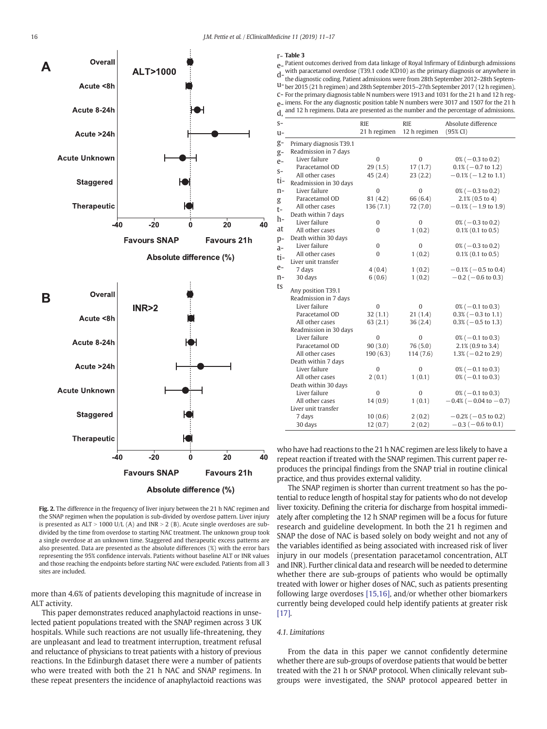**Table 3**
Patient outcomes derived from data linkage of Royal Infirmary of Edinburgh admissions with paracetamol overdose (T39.1 code ICD10) as the primary diagnosis or anywhere in the diagnostic coding. Patient admissions were from 28th September 2012–28th September 2015 (21 h regimen) and 28th September 2015–27th September 2017 (12 h regimen). For the primary diagnosis table N numbers were 1913 and 1031 for the 21 h and 12 h regimens. For the any diagnostic position table N numbers were 3017 and 1507 for the 21 h and 12 h regimens. Data are presented as the number and the percentage of admissions.

| | RIE 21 h regimen | RIE 12 h regimen | Absolute difference (95% CI) |
|---|---|---|---|
| Primary diagnosis T39.1 | | | |
| Readmission in 7 days | | | |
| Liver failure | 0 | 0 | 0% (−0.3 to 0.2) |
| Paracetamol OD | 29 (1.5) | 17 (1.7) | 0.1% (−0.7 to 1.2) |
| All other cases | 45 (2.4) | 23 (2.2) | −0.1% (−1.2 to 1.1) |
| Readmission in 30 days | | | |
| Liver failure | 0 | 0 | 0% (−0.3 to 0.2) |
| Paracetamol OD | 81 (4.2) | 66 (6.4) | 2.1% (0.5 to 4) |
| All other cases | 136 (7.1) | 72 (7.0) | −0.1% (−1.9 to 1.9) |
| Death within 7 days | | | |
| Liver failure | 0 | 0 | 0% (−0.3 to 0.2) |
| All other cases | 0 | 1 (0.2) | 0.1% (0.1 to 0.5) |
| Death within 30 days | | | |
| Liver failure | 0 | 0 | 0% (−0.3 to 0.2) |
| All other cases | 0 | 1 (0.2) | 0.1% (0.1 to 0.5) |
| Liver unit transfer | | | |
| 7 days | 4 (0.4) | 1 (0.2) | −0.1% (−0.5 to 0.4) |
| 30 days | 6 (0.6) | 1 (0.2) | −0.2 (−0.6 to 0.3) |
| Any position T39.1 | | | |
| Readmission in 7 days | | | |
| Liver failure | 0 | 0 | 0% (−0.1 to 0.3) |
| Paracetamol OD | 32 (1.1) | 21 (1.4) | 0.3% (−0.3 to 1.1) |
| All other cases | 63 (2.1) | 36 (2.4) | 0.3% (−0.5 to 1.3) |
| Readmission in 30 days | | | |
| Liver failure | 0 | 0 | 0% (−0.1 to 0.3) |
| Paracetamol OD | 90 (3.0) | 76 (5.0) | 2.1% (0.9 to 3.4) |
| All other cases | 190 (6.3) | 114 (7.6) | 1.3% (−0.2 to 2.9) |
| Death within 7 days | | | |
| Liver failure | 0 | 0 | 0% (−0.1 to 0.3) |
| All other cases | 2 (0.1) | 1 (0.1) | 0% (−0.1 to 0.3) |
| Death within 30 days | | | |
| Liver failure | 0 | 0 | 0% (−0.1 to 0.3) |
| All other cases | 14 (0.9) | 1 (0.1) | −0.4% (−0.04 to −0.7) |
| Liver unit transfer | | | |
| 7 days | 10 (0.6) | 2 (0.2) | −0.2% (−0.5 to 0.2) |
| 30 days | 12 (0.7) | 2 (0.2) | −0.3 (−0.6 to 0.1) |

**Fig. 2.** The difference in the frequency of liver injury between the 21 h NAC regimen and the SNAP regimen when the population is sub-divided by overdose pattern. Liver injury is presented as ALT > 1000 U/L (A) and INR > 2 (B). Acute single overdoses are subdivided by the time from overdose to starting NAC treatment. The unknown group took a single overdose at an unknown time. Staggered and therapeutic excess patterns are also presented. Data are presented as the absolute differences (%) with the error bars representing the 95% confidence intervals. Patients without baseline ALT or INR values and those reaching the endpoints before starting NAC were excluded. Patients from all 3 sites are included.

more than 4.6% of patients developing this magnitude of increase in ALT activity.

This paper demonstrates reduced anaphylactoid reactions in unselected patient populations treated with the SNAP regimen across 3 UK hospitals. While such reactions are not usually life-threatening, they are unpleasant and lead to treatment interruption, treatment refusal and reluctance of physicians to treat patients with a history of previous reactions. In the Edinburgh dataset there were a number of patients who were treated with both the 21 h NAC and SNAP regimens. In these repeat presenters the incidence of anaphylactoid reactions was reduced, suggesting that patients who have had reactions to the 21 h NAC regimen are less likely to have a repeat reaction if treated with the SNAP regimen. This current paper reproduces the principal findings from the SNAP trial in routine clinical practice, and thus provides external validity.

The SNAP regimen is shorter than current treatment so has the potential to reduce length of hospital stay for patients who do not develop liver toxicity. Defining the criteria for discharge from hospital immediately after completing the 12 h SNAP regimen will be a focus for future research and guideline development. In both the 21 h regimen and SNAP the dose of NAC is based solely on body weight and not any of the variables identified as being associated with increased risk of liver injury in our models (presentation paracetamol concentration, ALT and INR). Further clinical data and research will be needed to determine whether there are sub-groups of patients who would be optimally treated with lower or higher doses of NAC, such as patients presenting following large overdoses [15,16], and/or whether other biomarkers currently being developed could help identify patients at greater risk [17].

### 4.1. Limitations

From the data in this paper we cannot confidently determine whether there are sub-groups of overdose patients that would be better treated with the 21 h or SNAP protocol. When clinically relevant subgroups were investigated, the SNAP protocol appeared better in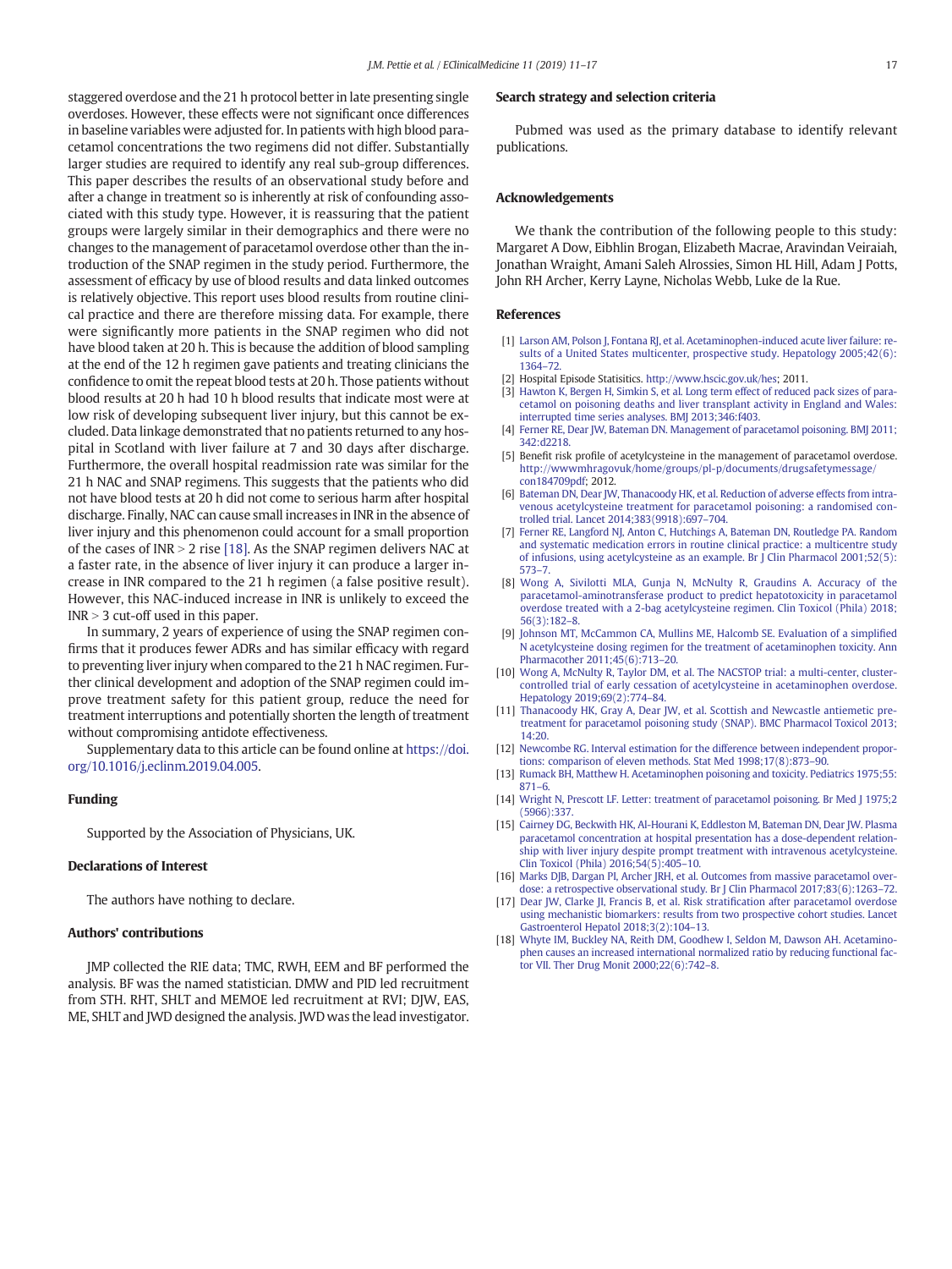staggered overdose and the 21 h protocol better in late presenting single overdoses. However, these effects were not significant once differences in baseline variables were adjusted for. In patients with high blood paracetamol concentrations the two regimens did not differ. Substantially larger studies are required to identify any real sub-group differences. This paper describes the results of an observational study before and after a change in treatment so is inherently at risk of confounding associated with this study type. However, it is reassuring that the patient groups were largely similar in their demographics and there were no changes to the management of paracetamol overdose other than the introduction of the SNAP regimen in the study period. Furthermore, the assessment of efficacy by use of blood results and data linked outcomes is relatively objective. This report uses blood results from routine clinical practice and there are therefore missing data. For example, there were significantly more patients in the SNAP regimen who did not have blood taken at 20 h. This is because the addition of blood sampling at the end of the 12 h regimen gave patients and treating clinicians the confidence to omit the repeat blood tests at 20 h. Those patients without blood results at 20 h had 10 h blood results that indicate most were at low risk of developing subsequent liver injury, but this cannot be excluded. Data linkage demonstrated that no patients returned to any hospital in Scotland with liver failure at 7 and 30 days after discharge. Furthermore, the overall hospital readmission rate was similar for the 21 h NAC and SNAP regimens. This suggests that the patients who did not have blood tests at 20 h did not come to serious harm after hospital discharge. Finally, NAC can cause small increases in INR in the absence of liver injury and this phenomenon could account for a small proportion of the cases of INR > 2 rise [18]. As the SNAP regimen delivers NAC at a faster rate, in the absence of liver injury it can produce a larger increase in INR compared to the 21 h regimen (a false positive result). However, this NAC-induced increase in INR is unlikely to exceed the INR > 3 cut-off used in this paper.

In summary, 2 years of experience of using the SNAP regimen confirms that it produces fewer ADRs and has similar efficacy with regard to preventing liver injury when compared to the 21 h NAC regimen. Further clinical development and adoption of the SNAP regimen could improve treatment safety for this patient group, reduce the need for treatment interruptions and potentially shorten the length of treatment without compromising antidote effectiveness.

Supplementary data to this article can be found online at https://doi.org/10.1016/j.eclinm.2019.04.005.

## Funding

Supported by the Association of Physicians, UK.

## Declarations of Interest

The authors have nothing to declare.

## Authors' contributions

JMP collected the RIE data; TMC, RWH, EEM and BF performed the analysis. BF was the named statistician. DMW and PID led recruitment from STH. RHT, SHLT and MEMOE led recruitment at RVI; DJW, EAS, ME, SHLT and JWD designed the analysis. JWD was the lead investigator.

## Search strategy and selection criteria

Pubmed was used as the primary database to identify relevant publications.

## Acknowledgements

We thank the contribution of the following people to this study: Margaret A Dow, Eibhlin Brogan, Elizabeth Macrae, Aravindan Veiraiah, Jonathan Wraight, Amani Saleh Alrossies, Simon HL Hill, Adam J Potts, John RH Archer, Kerry Layne, Nicholas Webb, Luke de la Rue.

## References

[1] Larson AM, Polson J, Fontana RJ, et al. Acetaminophen-induced acute liver failure: results of a United States multicenter, prospective study. Hepatology 2005;42(6):1364–72.

[2] Hospital Episode Statisitics. http://www.hscic.gov.uk/hes; 2011.

[3] Hawton K, Bergen H, Simkin S, et al. Long term effect of reduced pack sizes of paracetamol on poisoning deaths and liver transplant activity in England and Wales: interrupted time series analyses. BMJ 2013;346:f403.

[4] Ferner RE, Dear JW, Bateman DN. Management of paracetamol poisoning. BMJ 2011;342:d2218.

[5] Benefit risk profile of acetylcysteine in the management of paracetamol overdose. http://wwwmhragovuk/home/groups/pl-p/documents/drugsafetymessage/con184709pdf; 2012.

[6] Bateman DN, Dear JW, Thanacoody HK, et al. Reduction of adverse effects from intravenous acetylcysteine treatment for paracetamol poisoning: a randomised controlled trial. Lancet 2014;383(9918):697–704.

[7] Ferner RE, Langford NJ, Anton C, Hutchings A, Bateman DN, Routledge PA. Random and systematic medication errors in routine clinical practice: a multicentre study of infusions, using acetylcysteine as an example. Br J Clin Pharmacol 2001;52(5):573–7.

[8] Wong A, Sivilotti MLA, Gunja N, McNulty R, Graudins A. Accuracy of the paracetamol-aminotransferase product to predict hepatotoxicity in paracetamol overdose treated with a 2-bag acetylcysteine regimen. Clin Toxicol (Phila) 2018;56(3):182–8.

[9] Johnson MT, McCammon CA, Mullins ME, Halcomb SE. Evaluation of a simplified N acetylcysteine dosing regimen for the treatment of acetaminophen toxicity. Ann Pharmacother 2011;45(6):713–20.

[10] Wong A, McNulty R, Taylor DM, et al. The NACSTOP trial: a multi-center, cluster-controlled trial of early cessation of acetylcysteine in acetaminophen overdose. Hepatology 2019;69(2):774–84.

[11] Thanacoody HK, Gray A, Dear JW, et al. Scottish and Newcastle antiemetic pre-treatment for paracetamol poisoning study (SNAP). BMC Pharmacol Toxicol 2013;14:20.

[12] Newcombe RG. Interval estimation for the difference between independent proportions: comparison of eleven methods. Stat Med 1998;17(8):873–90.

[13] Rumack BH, Matthew H. Acetaminophen poisoning and toxicity. Pediatrics 1975;55:871–6.

[14] Wright N, Prescott LF. Letter: treatment of paracetamol poisoning. Br Med J 1975;2(5966):337.

[15] Cairney DG, Beckwith HK, Al-Hourani K, Eddleston M, Bateman DN, Dear JW. Plasma paracetamol concentration at hospital presentation has a dose-dependent relationship with liver injury despite prompt treatment with intravenous acetylcysteine. Clin Toxicol (Phila) 2016;54(5):405–10.

[16] Marks DJB, Dargan PI, Archer JRH, et al. Outcomes from massive paracetamol overdose: a retrospective observational study. Br J Clin Pharmacol 2017;83(6):1263–72.

[17] Dear JW, Clarke JI, Francis B, et al. Risk stratification after paracetamol overdose using mechanistic biomarkers: results from two prospective cohort studies. Lancet Gastroenterol Hepatol 2018;3(2):104–13.

[18] Whyte IM, Buckley NA, Reith DM, Goodhew I, Seldon M, Dawson AH. Acetaminophen causes an increased international normalized ratio by reducing functional factor VII. Ther Drug Monit 2000;22(6):742–8.